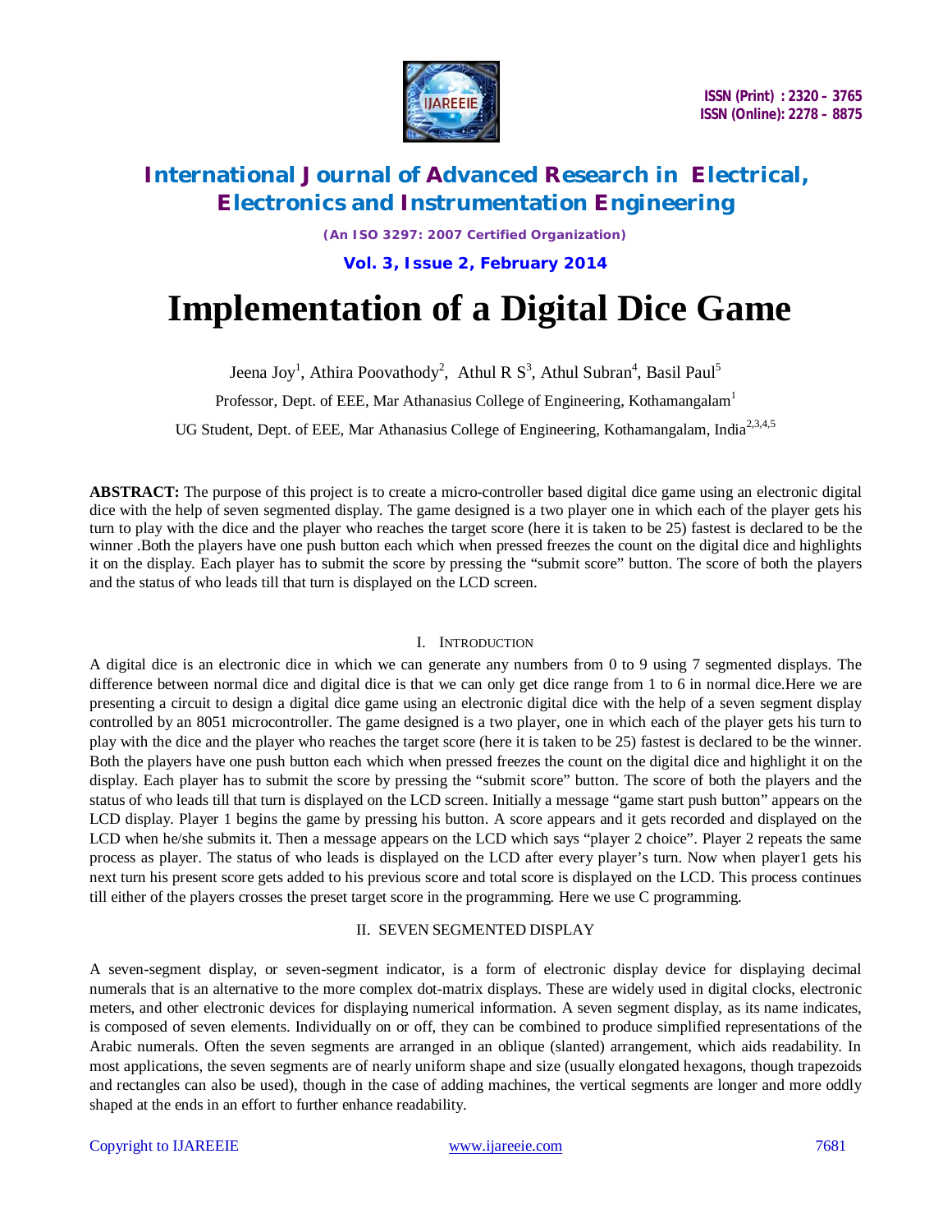# Implementation of a Digital Dice Game

Jeena Joy[1], Athira Poovathody[2], Athul R S[3], Athul Subran[4], Basil Paul[5]

Professor, Dept. of EEE, Mar Athanasius College of Engineering, Kothamangalam[1]

UG Student, Dept. of EEE, Mar Athanasius College of Engineering, Kothamangalam, India[2,3,4,5]

**ABSTRACT:** The purpose of this project is to create a micro-controller based digital dice game using an electronic digital dice with the help of seven segmented display. The game designed is a two player one in which each of the player gets his turn to play with the dice and the player who reaches the target score (here it is taken to be 25) fastest is declared to be the winner .Both the players have one push button each which when pressed freezes the count on the digital dice and highlights it on the display. Each player has to submit the score by pressing the "submit score" button. The score of both the players and the status of who leads till that turn is displayed on the LCD screen.

## I. INTRODUCTION

A digital dice is an electronic dice in which we can generate any numbers from 0 to 9 using 7 segmented displays. The difference between normal dice and digital dice is that we can only get dice range from 1 to 6 in normal dice.Here we are presenting a circuit to design a digital dice game using an electronic digital dice with the help of a seven segment display controlled by an 8051 microcontroller. The game designed is a two player, one in which each of the player gets his turn to play with the dice and the player who reaches the target score (here it is taken to be 25) fastest is declared to be the winner. Both the players have one push button each which when pressed freezes the count on the digital dice and highlight it on the display. Each player has to submit the score by pressing the "submit score" button. The score of both the players and the status of who leads till that turn is displayed on the LCD screen. Initially a message "game start push button" appears on the LCD display. Player 1 begins the game by pressing his button. A score appears and it gets recorded and displayed on the LCD when he/she submits it. Then a message appears on the LCD which says "player 2 choice". Player 2 repeats the same process as player. The status of who leads is displayed on the LCD after every player's turn. Now when player1 gets his next turn his present score gets added to his previous score and total score is displayed on the LCD. This process continues till either of the players crosses the preset target score in the programming. Here we use C programming.

## II. SEVEN SEGMENTED DISPLAY

A seven-segment display, or seven-segment indicator, is a form of electronic display device for displaying decimal numerals that is an alternative to the more complex dot-matrix displays. These are widely used in digital clocks, electronic meters, and other electronic devices for displaying numerical information. A seven segment display, as its name indicates, is composed of seven elements. Individually on or off, they can be combined to produce simplified representations of the Arabic numerals. Often the seven segments are arranged in an oblique (slanted) arrangement, which aids readability. In most applications, the seven segments are of nearly uniform shape and size (usually elongated hexagons, though trapezoids and rectangles can also be used), though in the case of adding machines, the vertical segments are longer and more oddly shaped at the ends in an effort to further enhance readability.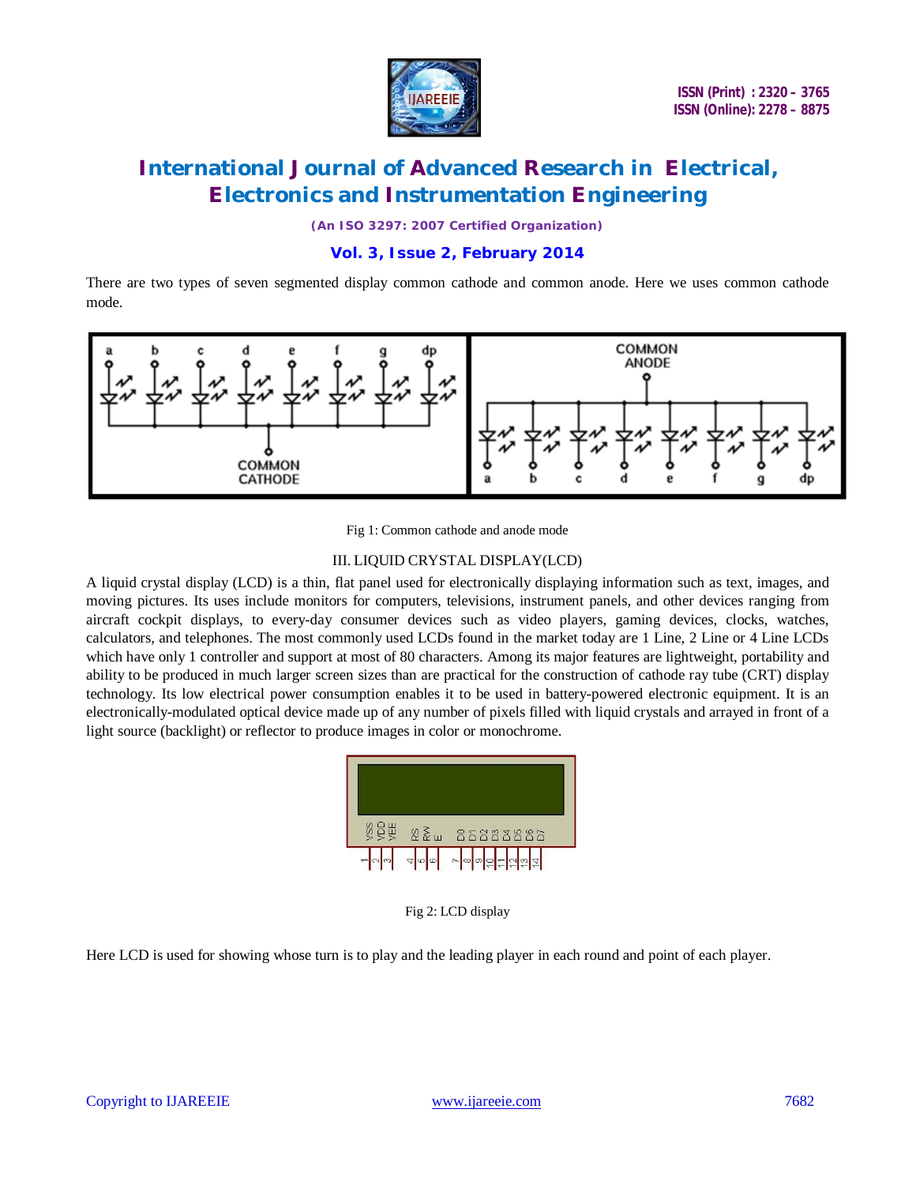There are two types of seven segmented display common cathode and common anode. Here we uses common cathode mode.

Fig 1: Common cathode and anode mode

## III. LIQUID CRYSTAL DISPLAY(LCD)

A liquid crystal display (LCD) is a thin, flat panel used for electronically displaying information such as text, images, and moving pictures. Its uses include monitors for computers, televisions, instrument panels, and other devices ranging from aircraft cockpit displays, to every-day consumer devices such as video players, gaming devices, clocks, watches, calculators, and telephones. The most commonly used LCDs found in the market today are 1 Line, 2 Line or 4 Line LCDs which have only 1 controller and support at most of 80 characters. Among its major features are lightweight, portability and ability to be produced in much larger screen sizes than are practical for the construction of cathode ray tube (CRT) display technology. Its low electrical power consumption enables it to be used in battery-powered electronic equipment. It is an electronically-modulated optical device made up of any number of pixels filled with liquid crystals and arrayed in front of a light source (backlight) or reflector to produce images in color or monochrome.

Fig 2: LCD display

Here LCD is used for showing whose turn is to play and the leading player in each round and point of each player.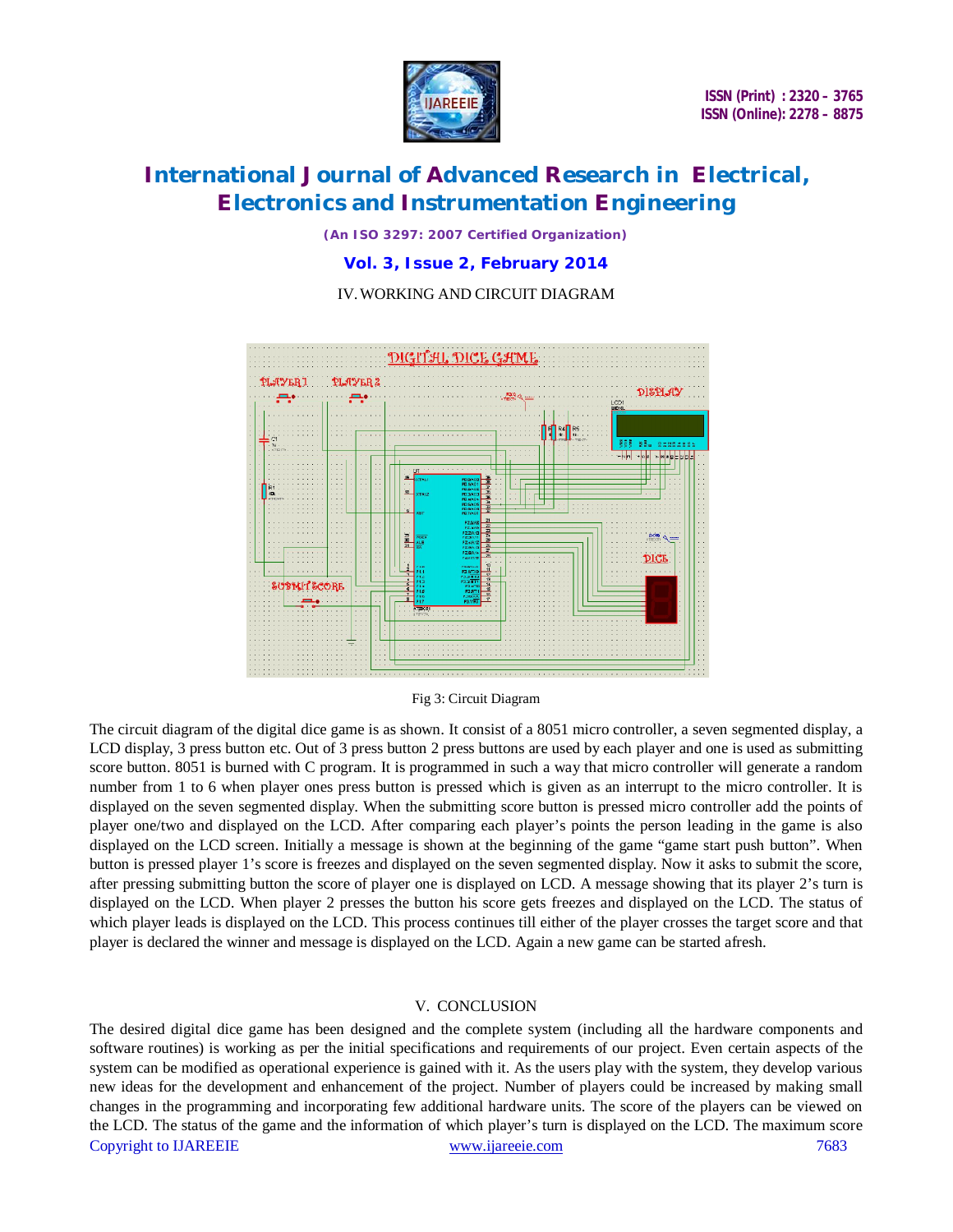## IV. WORKING AND CIRCUIT DIAGRAM

Fig 3: Circuit Diagram

The circuit diagram of the digital dice game is as shown. It consist of a 8051 micro controller, a seven segmented display, a LCD display, 3 press button etc. Out of 3 press button 2 press buttons are used by each player and one is used as submitting score button. 8051 is burned with C program. It is programmed in such a way that micro controller will generate a random number from 1 to 6 when player ones press button is pressed which is given as an interrupt to the micro controller. It is displayed on the seven segmented display. When the submitting score button is pressed micro controller add the points of player one/two and displayed on the LCD. After comparing each player's points the person leading in the game is also displayed on the LCD screen. Initially a message is shown at the beginning of the game "game start push button". When button is pressed player 1's score is freezes and displayed on the seven segmented display. Now it asks to submit the score, after pressing submitting button the score of player one is displayed on LCD. A message showing that its player 2's turn is displayed on the LCD. When player 2 presses the button his score gets freezes and displayed on the LCD. The status of which player leads is displayed on the LCD. This process continues till either of the player crosses the target score and that player is declared the winner and message is displayed on the LCD. Again a new game can be started afresh.

## V. CONCLUSION

The desired digital dice game has been designed and the complete system (including all the hardware components and software routines) is working as per the initial specifications and requirements of our project. Even certain aspects of the system can be modified as operational experience is gained with it. As the users play with the system, they develop various new ideas for the development and enhancement of the project. Number of players could be increased by making small changes in the programming and incorporating few additional hardware units. The score of the players can be viewed on the LCD. The status of the game and the information of which player's turn is displayed on the LCD. The maximum score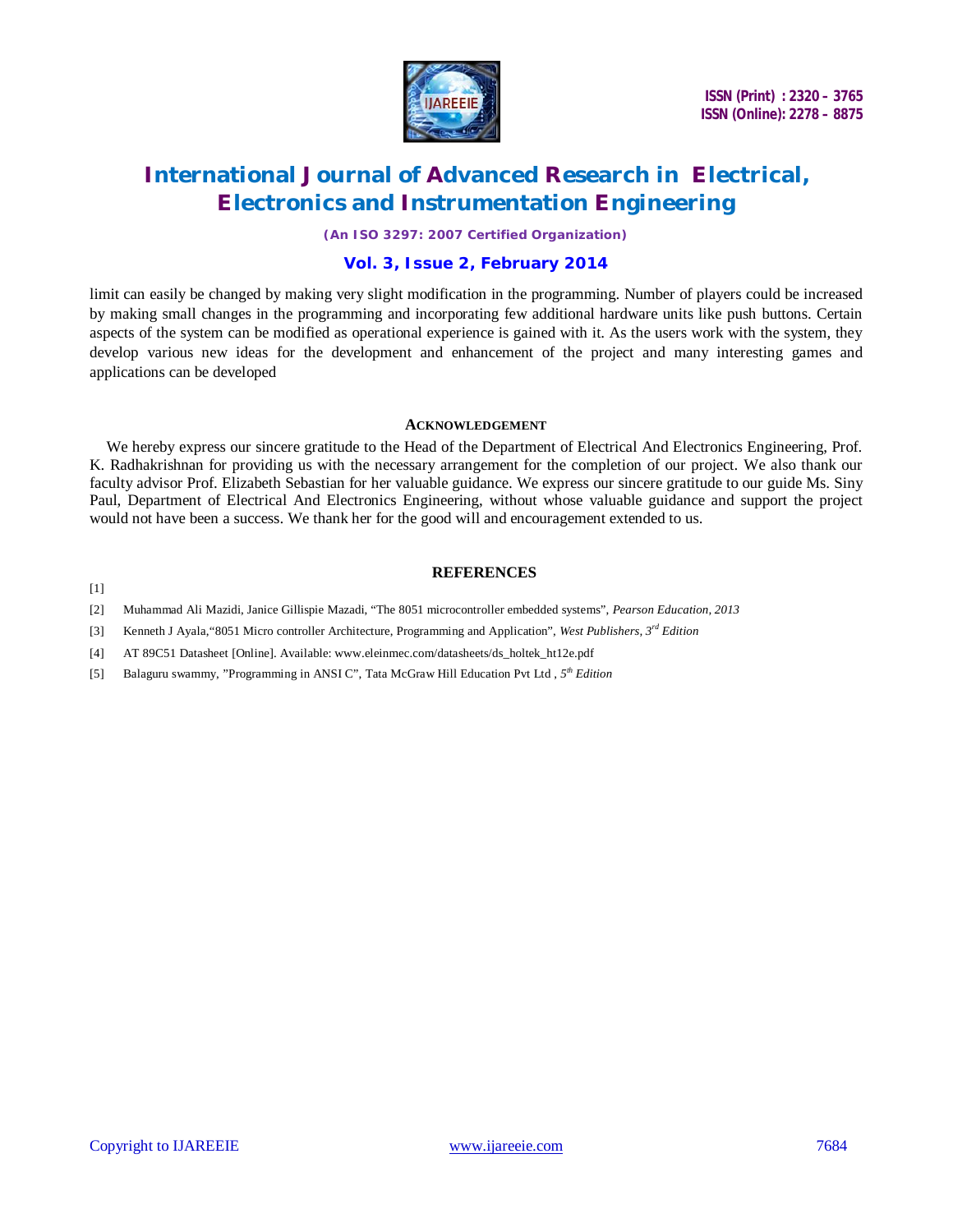limit can easily be changed by making very slight modification in the programming. Number of players could be increased by making small changes in the programming and incorporating few additional hardware units like push buttons. Certain aspects of the system can be modified as operational experience is gained with it. As the users work with the system, they develop various new ideas for the development and enhancement of the project and many interesting games and applications can be developed

## ACKNOWLEDGEMENT

We hereby express our sincere gratitude to the Head of the Department of Electrical And Electronics Engineering, Prof. K. Radhakrishnan for providing us with the necessary arrangement for the completion of our project. We also thank our faculty advisor Prof. Elizabeth Sebastian for her valuable guidance. We express our sincere gratitude to our guide Ms. Siny Paul, Department of Electrical And Electronics Engineering, without whose valuable guidance and support the project would not have been a success. We thank her for the good will and encouragement extended to us.

## REFERENCES

[1]

[2] Muhammad Ali Mazidi, Janice Gillispie Mazadi, "The 8051 microcontroller embedded systems", *Pearson Education, 2013*

[3] Kenneth J Ayala,"8051 Micro controller Architecture, Programming and Application", *West Publishers, 3rd Edition*

[4] AT 89C51 Datasheet [Online]. Available: www.eleinmec.com/datasheets/ds_holtek_ht12e.pdf

[5] Balaguru swammy, "Programming in ANSI C", Tata McGraw Hill Education Pvt Ltd , *5th Edition*